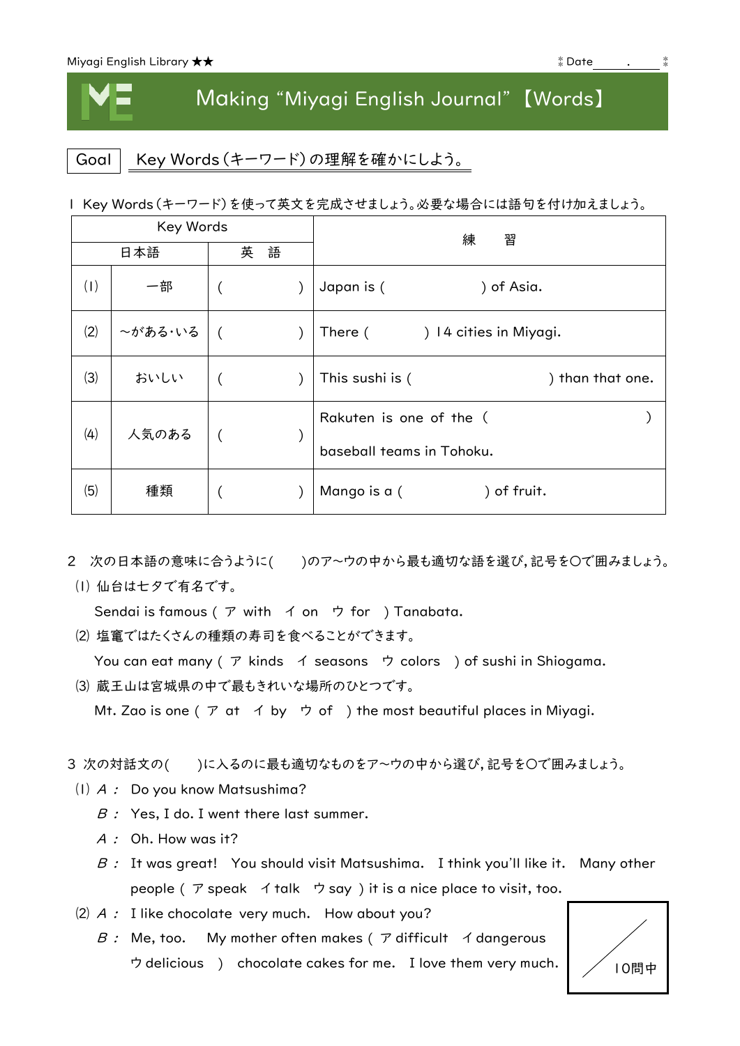Miyagi English Library ★★　　　　　　　　　　　　　　　　　　　　　　　　　Date＿＿＿.＿＿＿

# Making "Miyagi English Journal"【Words】

Goal　Key Words (キーワード) の理解を確かにしよう。

1　Key Words (キーワード) を使って英文を完成させましょう。必要な場合には語句を付け加えましょう。

| | Key Words 日本語 | Key Words 英語 | 練　習 |
|---|---|---|---|
| (1) | 一部 | (　　　　) | Japan is (　　　　　　) of Asia. |
| (2) | ～がある·いる | (　　　　) | There (　　　　) 14 cities in Miyagi. |
| (3) | おいしい | (　　　　) | This sushi is (　　　　　　　　) than that one. |
| (4) | 人気のある | (　　　　) | Rakuten is one of the (　　　　　　　　) baseball teams in Tohoku. |
| (5) | 種類 | (　　　　) | Mango is a (　　　　　) of fruit. |

2　次の日本語の意味に合うように(　　)のア～ウの中から最も適切な語を選び，記号を○で囲みましょう。

(1) 仙台は七夕で有名です。
　Sendai is famous ( ア with　イ on　ウ for ) Tanabata.

(2) 塩竈ではたくさんの種類の寿司を食べることができます。
　You can eat many ( ア kinds　イ seasons　ウ colors ) of sushi in Shiogama.

(3) 蔵王山は宮城県の中で最もきれいな場所のひとつです。
　Mt. Zao is one ( ア at　イ by　ウ of ) the most beautiful places in Miyagi.

3　次の対話文の(　　)に入るのに最も適切なものをア～ウの中から選び，記号を○で囲みましょう。

(1) *A* : Do you know Matsushima?
　*B* : Yes, I do. I went there last summer.
　*A* : Oh. How was it?
　*B* : It was great!　You should visit Matsushima.　I think you'll like it.　Many other people ( ア speak　イ talk　ウ say ) it is a nice place to visit, too.

(2) *A* : I like chocolate very much.　How about you?
　*B* : Me, too.　My mother often makes ( ア difficult　イ dangerous　ウ delicious ) chocolate cakes for me.　I love them very much.

／10問中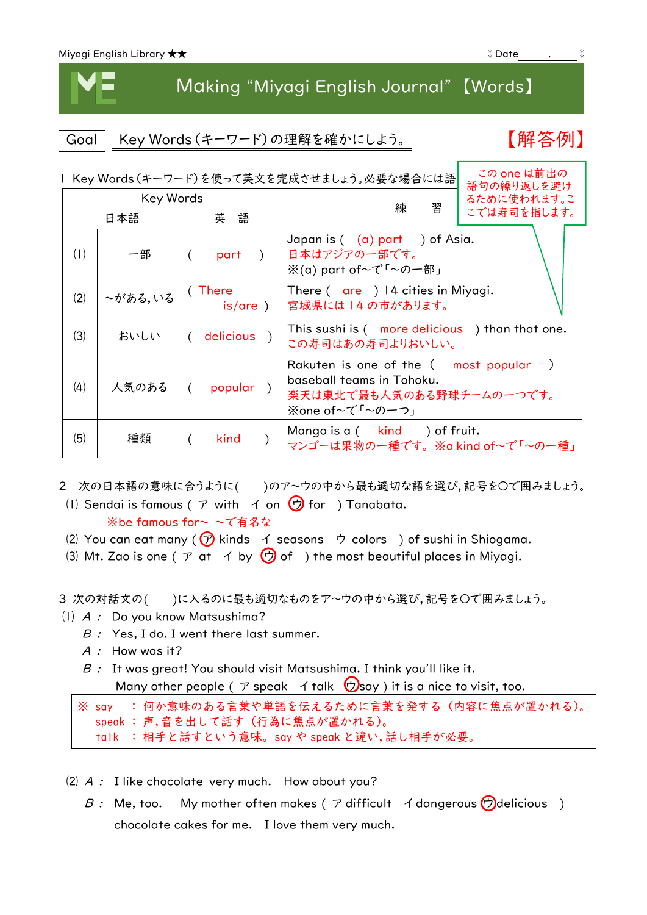Miyagi English Library ★★ Date ＿＿.＿＿

# Making "Miyagi English Journal"【Words】

Goal　Key Words（キーワード）の理解を確かにしよう。

【解答例】

1　Key Words（キーワード）を使って英文を完成させましょう。必要な場合には語

この one は前出の語句の繰り返しを避けるために使われます。ここでは寿司を指します。

| | Key Words | | 練　習 |
|---|---|---|---|
| | 日本語 | 英　語 | |
| (1) | 一部 | ( part ) | Japan is ( (a) part ) of Asia.<br>日本はアジアの一部です。<br>※(a) part of〜で「〜の一部」 |
| (2) | 〜がある，いる | ( There is/are ) | There ( are ) 14 cities in Miyagi.<br>宮城県には 14 の市があります。 |
| (3) | おいしい | ( delicious ) | This sushi is ( more delicious ) than that one.<br>この寿司はあの寿司よりおいしい。 |
| (4) | 人気のある | ( popular ) | Rakuten is one of the ( most popular ) baseball teams in Tohoku.<br>楽天は東北で最も人気のある野球チームの一つです。<br>※one of〜で「〜の一つ」 |
| (5) | 種類 | ( kind ) | Mango is a ( kind ) of fruit.<br>マンゴーは果物の一種です。※a kind of〜で「〜の一種」 |

2　次の日本語の意味に合うように(　　)のア〜ウの中から最も適切な語を選び，記号を○で囲みましょう。

(1) Sendai is famous ( ア with　イ on　ウ for ) Tanabata.　【答：ウ】
　※be famous for〜 〜で有名な

(2) You can eat many ( ア kinds　イ seasons　ウ colors ) of sushi in Shiogama.　【答：ア】

(3) Mt. Zao is one ( ア at　イ by　ウ of ) the most beautiful places in Miyagi.　【答：ウ】

3　次の対話文の(　　)に入るのに最も適切なものをア〜ウの中から選び，記号を○で囲みましょう。

(1) A： Do you know Matsushima?
　B： Yes, I do. I went there last summer.
　A： How was it?
　B： It was great! You should visit Matsushima. I think you'll like it.
　　Many other people ( ア speak　イ talk　ウ say ) it is a nice to visit, too.　【答：ウ】

> ※ say　：何か意味のある言葉や単語を伝えるために言葉を発する（内容に焦点が置かれる）。
> speak：声，音を出して話す（行為に焦点が置かれる）。
> talk　：相手と話すという意味。say や speak と違い，話し相手が必要。

(2) A： I like chocolate very much.　How about you?
　B： Me, too.　My mother often makes ( ア difficult　イ dangerous　ウ delicious ) chocolate cakes for me.　I love them very much.　【答：ウ】